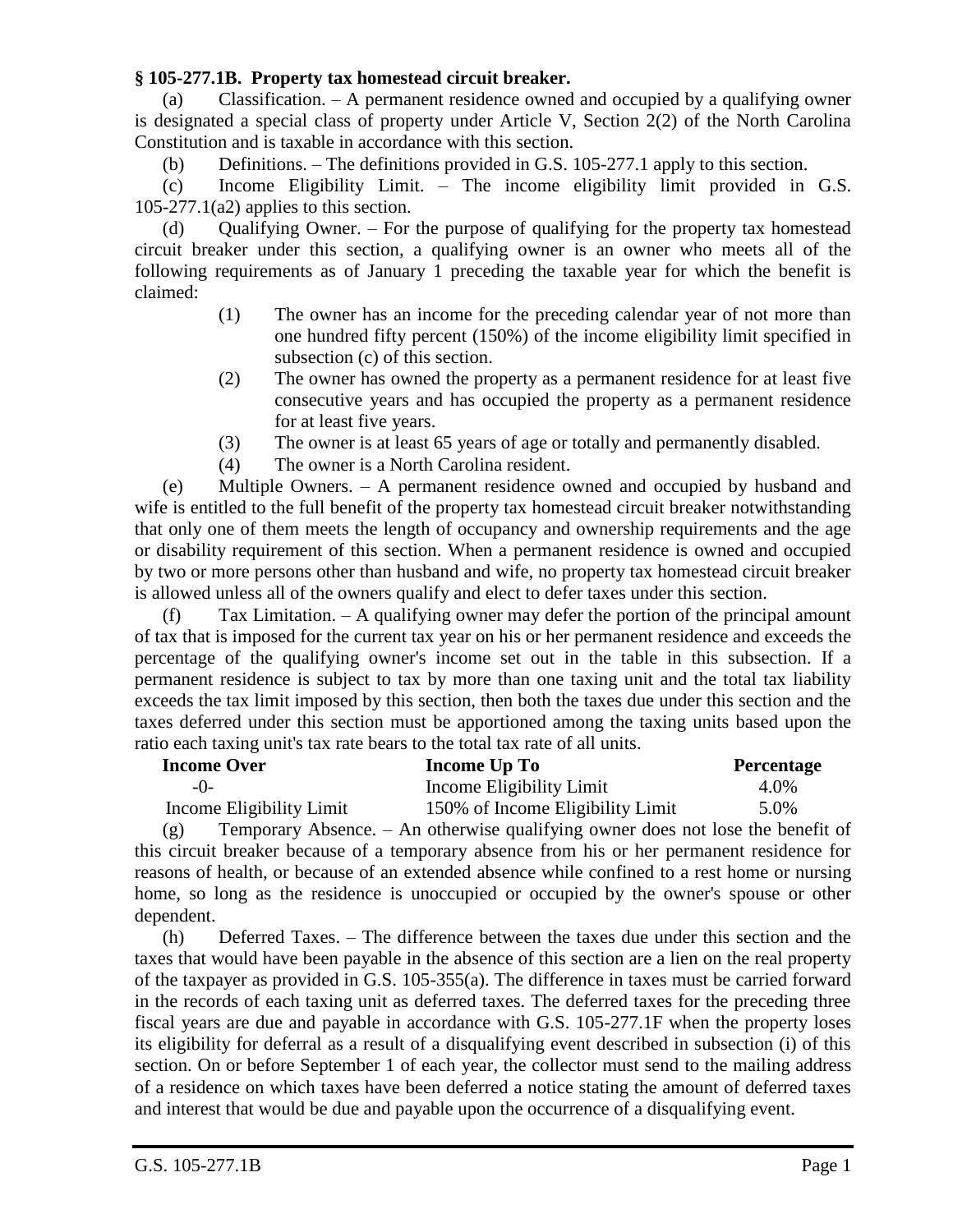**§ 105-277.1B. Property tax homestead circuit breaker.**

(a) Classification. – A permanent residence owned and occupied by a qualifying owner is designated a special class of property under Article V, Section 2(2) of the North Carolina Constitution and is taxable in accordance with this section.

(b) Definitions. – The definitions provided in G.S. 105-277.1 apply to this section.

(c) Income Eligibility Limit. – The income eligibility limit provided in G.S. 105-277.1(a2) applies to this section.

(d) Qualifying Owner. – For the purpose of qualifying for the property tax homestead circuit breaker under this section, a qualifying owner is an owner who meets all of the following requirements as of January 1 preceding the taxable year for which the benefit is claimed:

(1) The owner has an income for the preceding calendar year of not more than one hundred fifty percent (150%) of the income eligibility limit specified in subsection (c) of this section.

(2) The owner has owned the property as a permanent residence for at least five consecutive years and has occupied the property as a permanent residence for at least five years.

(3) The owner is at least 65 years of age or totally and permanently disabled.

(4) The owner is a North Carolina resident.

(e) Multiple Owners. – A permanent residence owned and occupied by husband and wife is entitled to the full benefit of the property tax homestead circuit breaker notwithstanding that only one of them meets the length of occupancy and ownership requirements and the age or disability requirement of this section. When a permanent residence is owned and occupied by two or more persons other than husband and wife, no property tax homestead circuit breaker is allowed unless all of the owners qualify and elect to defer taxes under this section.

(f) Tax Limitation. – A qualifying owner may defer the portion of the principal amount of tax that is imposed for the current tax year on his or her permanent residence and exceeds the percentage of the qualifying owner's income set out in the table in this subsection. If a permanent residence is subject to tax by more than one taxing unit and the total tax liability exceeds the tax limit imposed by this section, then both the taxes due under this section and the taxes deferred under this section must be apportioned among the taxing units based upon the ratio each taxing unit's tax rate bears to the total tax rate of all units.

| Income Over | Income Up To | Percentage |
|---|---|---|
| -0- | Income Eligibility Limit | 4.0% |
| Income Eligibility Limit | 150% of Income Eligibility Limit | 5.0% |

(g) Temporary Absence. – An otherwise qualifying owner does not lose the benefit of this circuit breaker because of a temporary absence from his or her permanent residence for reasons of health, or because of an extended absence while confined to a rest home or nursing home, so long as the residence is unoccupied or occupied by the owner's spouse or other dependent.

(h) Deferred Taxes. – The difference between the taxes due under this section and the taxes that would have been payable in the absence of this section are a lien on the real property of the taxpayer as provided in G.S. 105-355(a). The difference in taxes must be carried forward in the records of each taxing unit as deferred taxes. The deferred taxes for the preceding three fiscal years are due and payable in accordance with G.S. 105-277.1F when the property loses its eligibility for deferral as a result of a disqualifying event described in subsection (i) of this section. On or before September 1 of each year, the collector must send to the mailing address of a residence on which taxes have been deferred a notice stating the amount of deferred taxes and interest that would be due and payable upon the occurrence of a disqualifying event.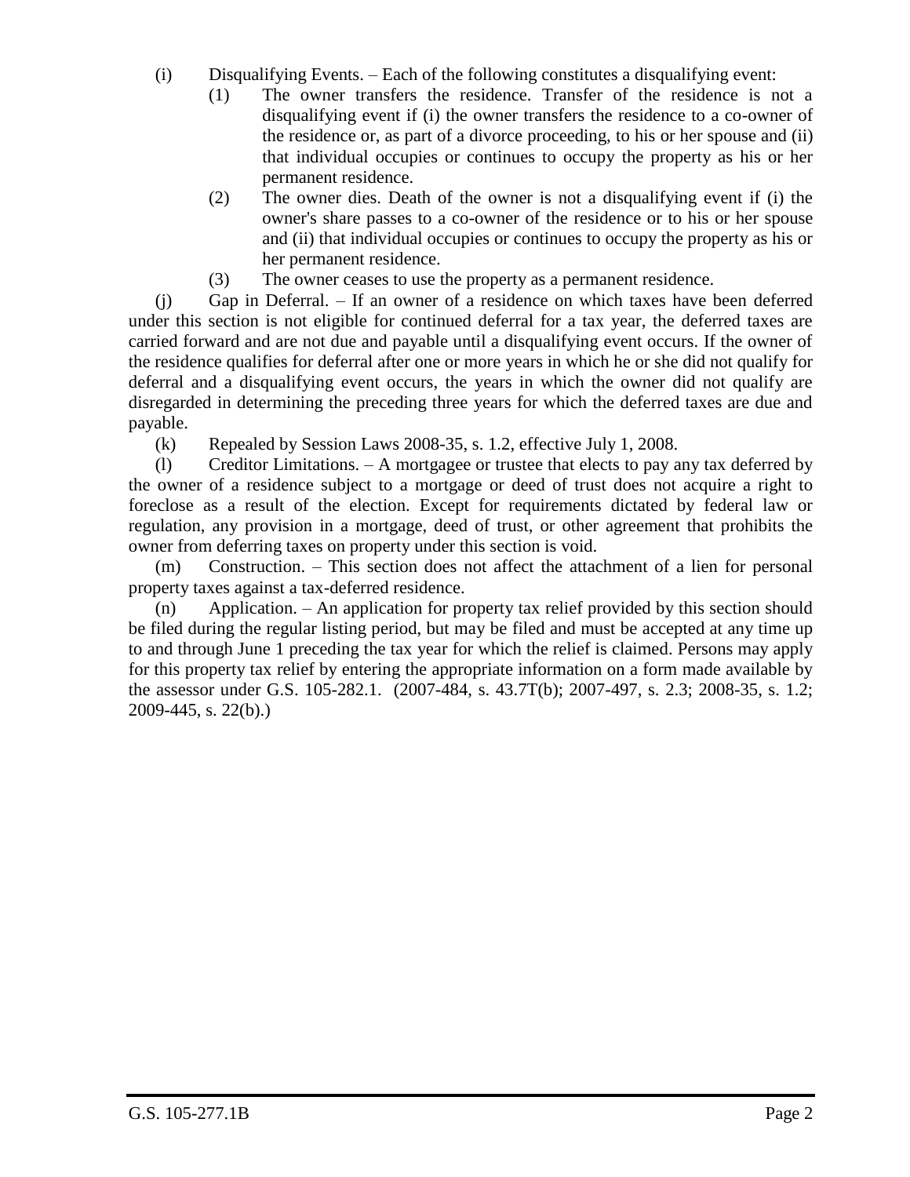(i) Disqualifying Events. – Each of the following constitutes a disqualifying event:

(1) The owner transfers the residence. Transfer of the residence is not a disqualifying event if (i) the owner transfers the residence to a co-owner of the residence or, as part of a divorce proceeding, to his or her spouse and (ii) that individual occupies or continues to occupy the property as his or her permanent residence.

(2) The owner dies. Death of the owner is not a disqualifying event if (i) the owner's share passes to a co-owner of the residence or to his or her spouse and (ii) that individual occupies or continues to occupy the property as his or her permanent residence.

(3) The owner ceases to use the property as a permanent residence.

(j) Gap in Deferral. – If an owner of a residence on which taxes have been deferred under this section is not eligible for continued deferral for a tax year, the deferred taxes are carried forward and are not due and payable until a disqualifying event occurs. If the owner of the residence qualifies for deferral after one or more years in which he or she did not qualify for deferral and a disqualifying event occurs, the years in which the owner did not qualify are disregarded in determining the preceding three years for which the deferred taxes are due and payable.

(k) Repealed by Session Laws 2008-35, s. 1.2, effective July 1, 2008.

(l) Creditor Limitations. – A mortgagee or trustee that elects to pay any tax deferred by the owner of a residence subject to a mortgage or deed of trust does not acquire a right to foreclose as a result of the election. Except for requirements dictated by federal law or regulation, any provision in a mortgage, deed of trust, or other agreement that prohibits the owner from deferring taxes on property under this section is void.

(m) Construction. – This section does not affect the attachment of a lien for personal property taxes against a tax-deferred residence.

(n) Application. – An application for property tax relief provided by this section should be filed during the regular listing period, but may be filed and must be accepted at any time up to and through June 1 preceding the tax year for which the relief is claimed. Persons may apply for this property tax relief by entering the appropriate information on a form made available by the assessor under G.S. 105-282.1. (2007-484, s. 43.7T(b); 2007-497, s. 2.3; 2008-35, s. 1.2; 2009-445, s. 22(b).)